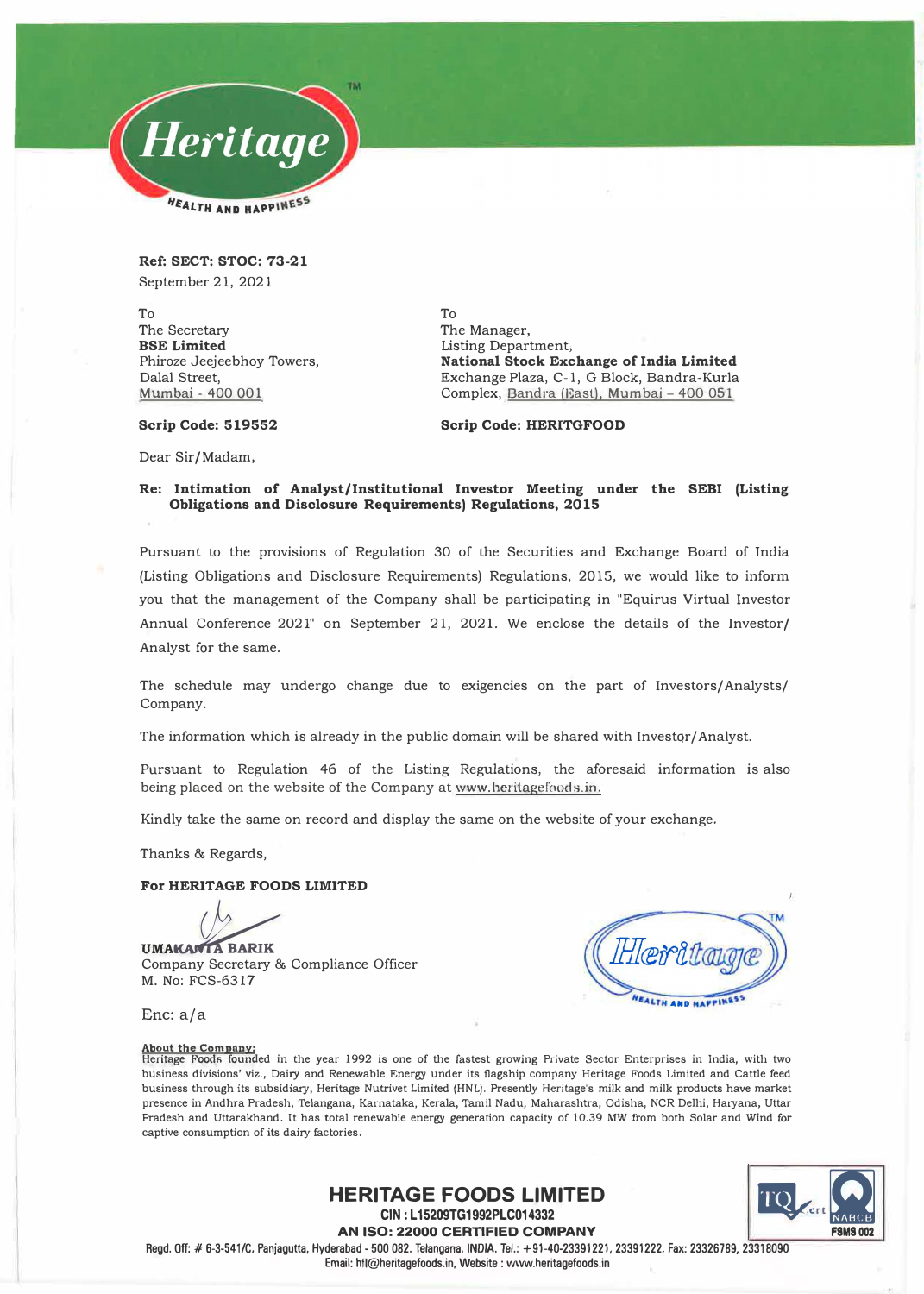**Ref: SECT: STOC: 73-21**
September 21, 2021

To
The Secretary
**BSE Limited**
Phiroze Jeejeebhoy Towers,
Dalal Street,
Mumbai - 400 001

**Scrip Code: 519552**

To
The Manager,
Listing Department,
**National Stock Exchange of India Limited**
Exchange Plaza, C-1, G Block, Bandra-Kurla Complex, Bandra (East), Mumbai – 400 051

**Scrip Code: HERITGFOOD**

Dear Sir/Madam,

**Re: Intimation of Analyst/Institutional Investor Meeting under the SEBI (Listing Obligations and Disclosure Requirements) Regulations, 2015**

Pursuant to the provisions of Regulation 30 of the Securities and Exchange Board of India (Listing Obligations and Disclosure Requirements) Regulations, 2015, we would like to inform you that the management of the Company shall be participating in "Equirus Virtual Investor Annual Conference 2021" on September 21, 2021. We enclose the details of the Investor/ Analyst for the same.

The schedule may undergo change due to exigencies on the part of Investors/Analysts/ Company.

The information which is already in the public domain will be shared with Investor/Analyst.

Pursuant to Regulation 46 of the Listing Regulations, the aforesaid information is also being placed on the website of the Company at www.heritagefoods.in.

Kindly take the same on record and display the same on the website of your exchange.

Thanks & Regards,

**For HERITAGE FOODS LIMITED**

**UMAKANTA BARIK**
Company Secretary & Compliance Officer
M. No: FCS-6317

Enc: a/a

**About the Company:**
Heritage Foods founded in the year 1992 is one of the fastest growing Private Sector Enterprises in India, with two business divisions' viz., Dairy and Renewable Energy under its flagship company Heritage Foods Limited and Cattle feed business through its subsidiary, Heritage Nutrivet Limited (HNL). Presently Heritage's milk and milk products have market presence in Andhra Pradesh, Telangana, Karnataka, Kerala, Tamil Nadu, Maharashtra, Odisha, NCR Delhi, Haryana, Uttar Pradesh and Uttarakhand. It has total renewable energy generation capacity of 10.39 MW from both Solar and Wind for captive consumption of its dairy factories.

**HERITAGE FOODS LIMITED**
**CIN : L15209TG1992PLC014332**
**AN ISO: 22000 CERTIFIED COMPANY**
Regd. Off: # 6-3-541/C, Panjagutta, Hyderabad - 500 082. Telangana, INDIA. Tel.: +91-40-23391221, 23391222, Fax: 23326789, 23318090
Email: hfl@heritagefoods.in, Website : www.heritagefoods.in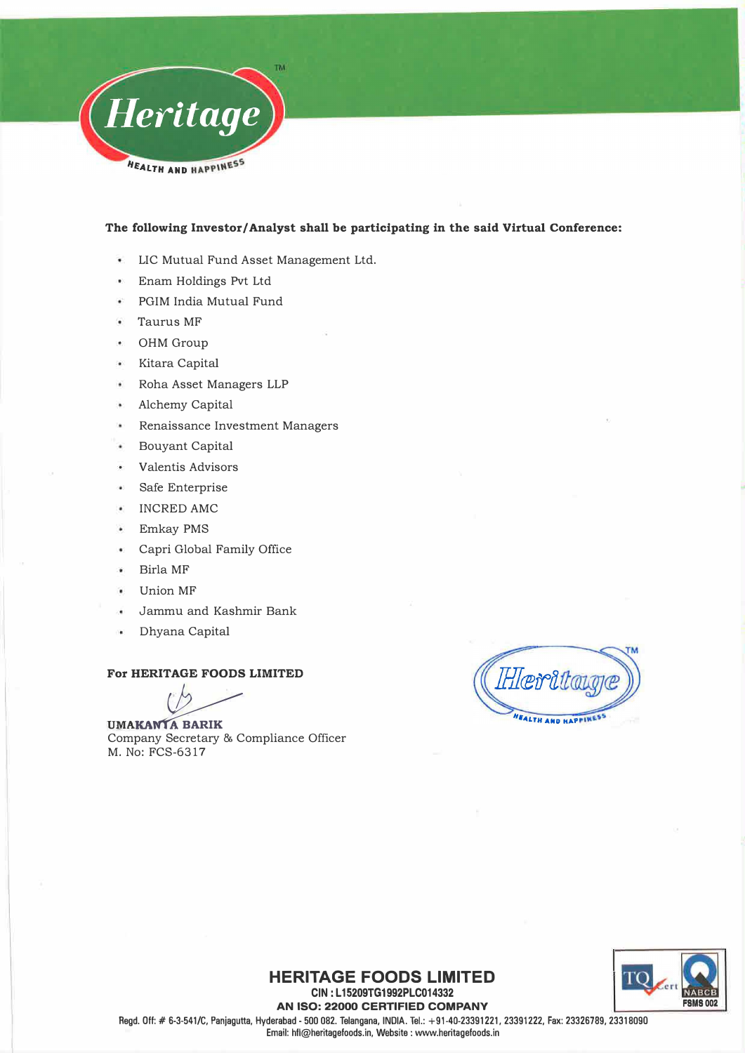**The following Investor/Analyst shall be participating in the said Virtual Conference:**

- LIC Mutual Fund Asset Management Ltd.
- Enam Holdings Pvt Ltd
- PGIM India Mutual Fund
- Taurus MF
- OHM Group
- Kitara Capital
- Roha Asset Managers LLP
- Alchemy Capital
- Renaissance Investment Managers
- Bouyant Capital
- Valentis Advisors
- Safe Enterprise
- INCRED AMC
- Emkay PMS
- Capri Global Family Office
- Birla MF
- Union MF
- Jammu and Kashmir Bank
- Dhyana Capital

**For HERITAGE FOODS LIMITED**

**UMAKANTA BARIK**
Company Secretary & Compliance Officer
M. No: FCS-6317

**HERITAGE FOODS LIMITED**
CIN : L15209TG1992PLC014332
AN ISO: 22000 CERTIFIED COMPANY
Regd. Off: # 6-3-541/C, Panjagutta, Hyderabad - 500 082. Telangana, INDIA. Tel.: +91-40-23391221, 23391222, Fax: 23326789, 23318090
Email: hfl@heritagefoods.in, Website : www.heritagefoods.in